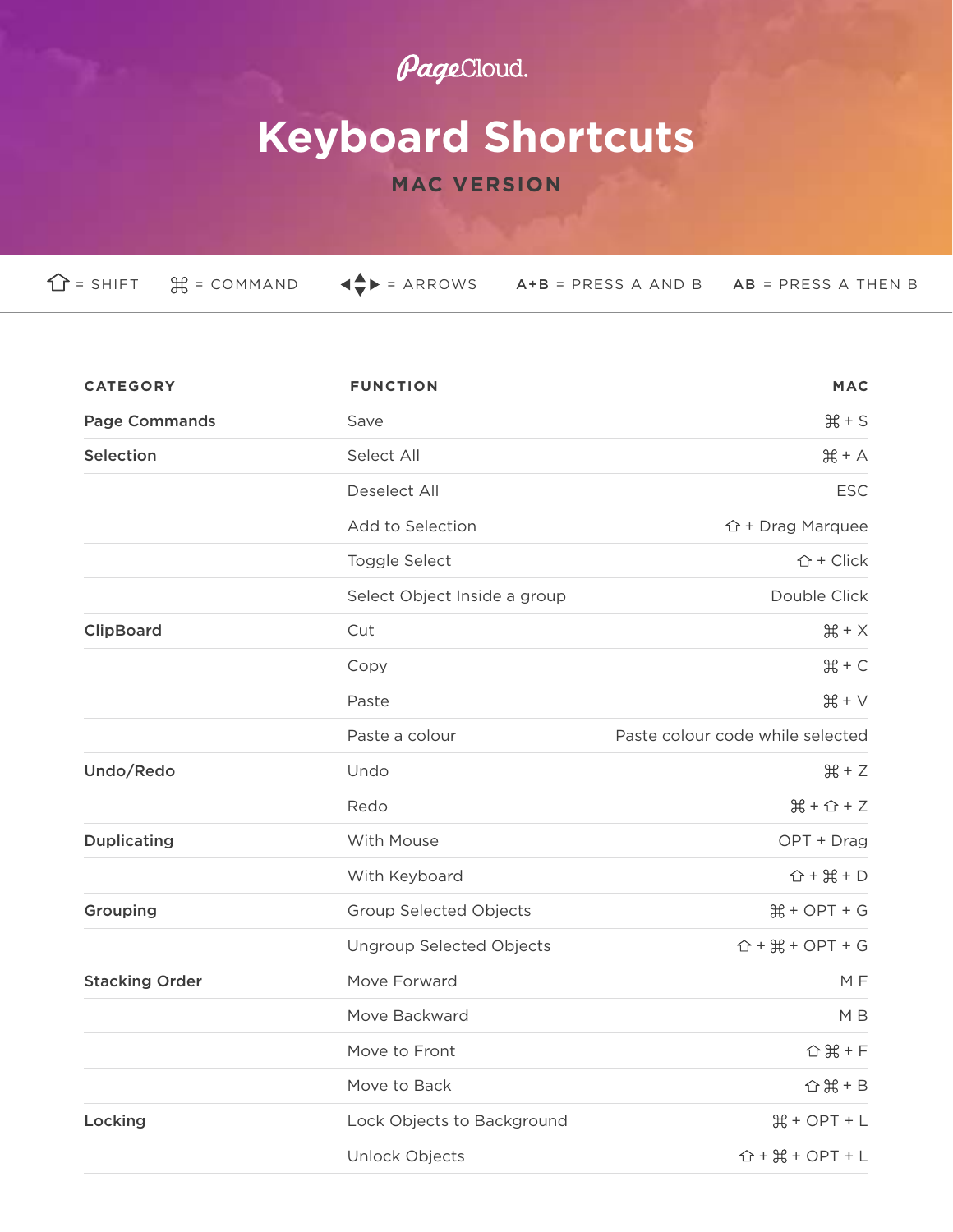PageCloud.

# Keyboard Shortcuts

## MAC VERSION

⇧ = SHIFT ⌘ = COMMAND ◀▲▼▶ = ARROWS **A+B** = PRESS A AND B **AB** = PRESS A THEN B

| CATEGORY | FUNCTION | MAC |
|---|---|---|
| **Page Commands** | Save | ⌘ + S |
| **Selection** | Select All | ⌘ + A |
| | Deselect All | ESC |
| | Add to Selection | ⇧ + Drag Marquee |
| | Toggle Select | ⇧ + Click |
| | Select Object Inside a group | Double Click |
| **ClipBoard** | Cut | ⌘ + X |
| | Copy | ⌘ + C |
| | Paste | ⌘ + V |
| | Paste a colour | Paste colour code while selected |
| **Undo/Redo** | Undo | ⌘ + Z |
| | Redo | ⌘ + ⇧ + Z |
| **Duplicating** | With Mouse | OPT + Drag |
| | With Keyboard | ⇧ + ⌘ + D |
| **Grouping** | Group Selected Objects | ⌘ + OPT + G |
| | Ungroup Selected Objects | ⇧ + ⌘ + OPT + G |
| **Stacking Order** | Move Forward | M F |
| | Move Backward | M B |
| | Move to Front | ⇧ ⌘ + F |
| | Move to Back | ⇧ ⌘ + B |
| **Locking** | Lock Objects to Background | ⌘ + OPT + L |
| | Unlock Objects | ⇧ + ⌘ + OPT + L |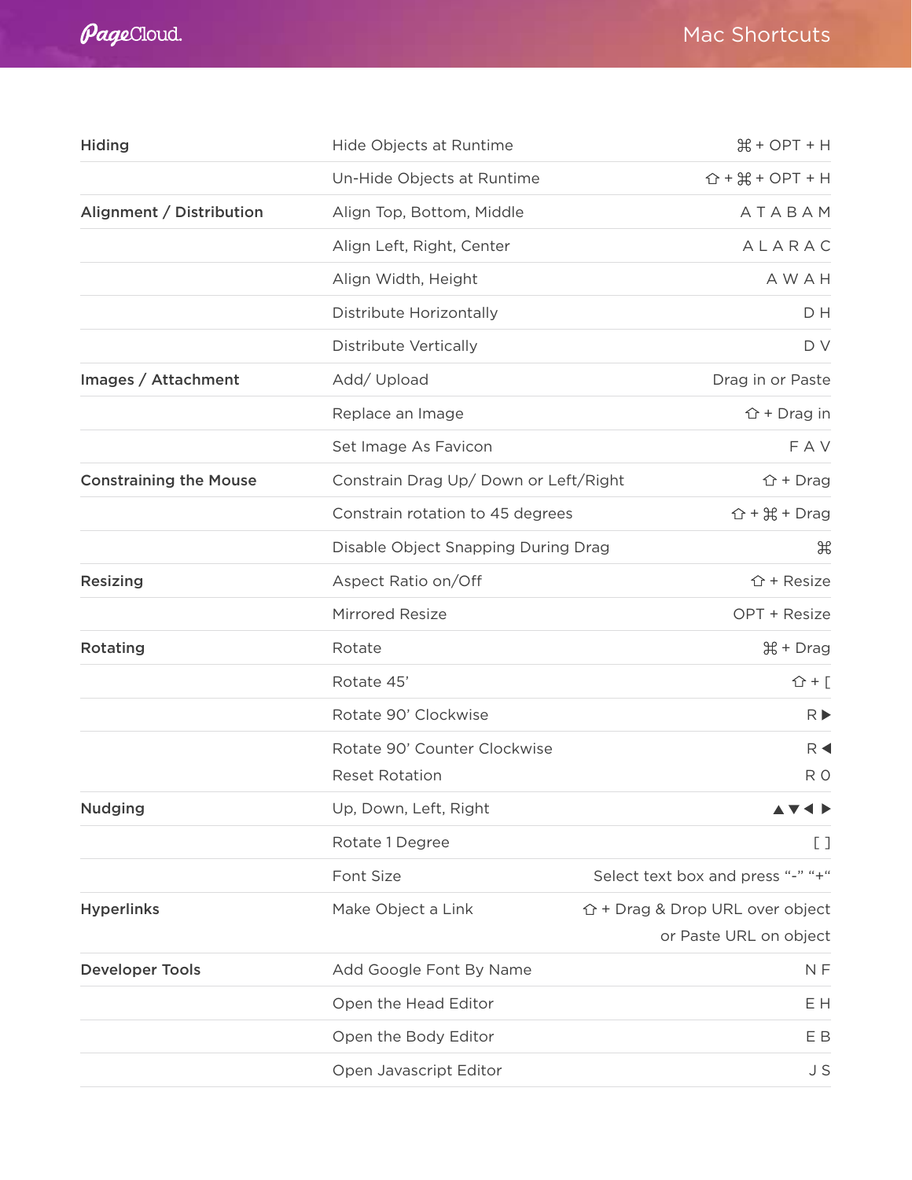| | | |
|---|---|---|
| **Hiding** | Hide Objects at Runtime | ⌘ + OPT + H |
| | Un-Hide Objects at Runtime | ⇧ + ⌘ + OPT + H |
| **Alignment / Distribution** | Align Top, Bottom, Middle | A T A B A M |
| | Align Left, Right, Center | A L A R A C |
| | Align Width, Height | A W A H |
| | Distribute Horizontally | D H |
| | Distribute Vertically | D V |
| **Images / Attachment** | Add/ Upload | Drag in or Paste |
| | Replace an Image | ⇧ + Drag in |
| | Set Image As Favicon | F A V |
| **Constraining the Mouse** | Constrain Drag Up/ Down or Left/Right | ⇧ + Drag |
| | Constrain rotation to 45 degrees | ⇧ + ⌘ + Drag |
| | Disable Object Snapping During Drag | ⌘ |
| **Resizing** | Aspect Ratio on/Off | ⇧ + Resize |
| | Mirrored Resize | OPT + Resize |
| **Rotating** | Rotate | ⌘ + Drag |
| | Rotate 45' | ⇧ + [ |
| | Rotate 90' Clockwise | R ▶ |
| | Rotate 90' Counter Clockwise | R ◀ |
| | Reset Rotation | R O |
| **Nudging** | Up, Down, Left, Right | ▲ ▼ ◀ ▶ |
| | Rotate 1 Degree | [ ] |
| | Font Size | Select text box and press "-" "+" |
| **Hyperlinks** | Make Object a Link | ⇧ + Drag & Drop URL over object or Paste URL on object |
| **Developer Tools** | Add Google Font By Name | N F |
| | Open the Head Editor | E H |
| | Open the Body Editor | E B |
| | Open Javascript Editor | J S |